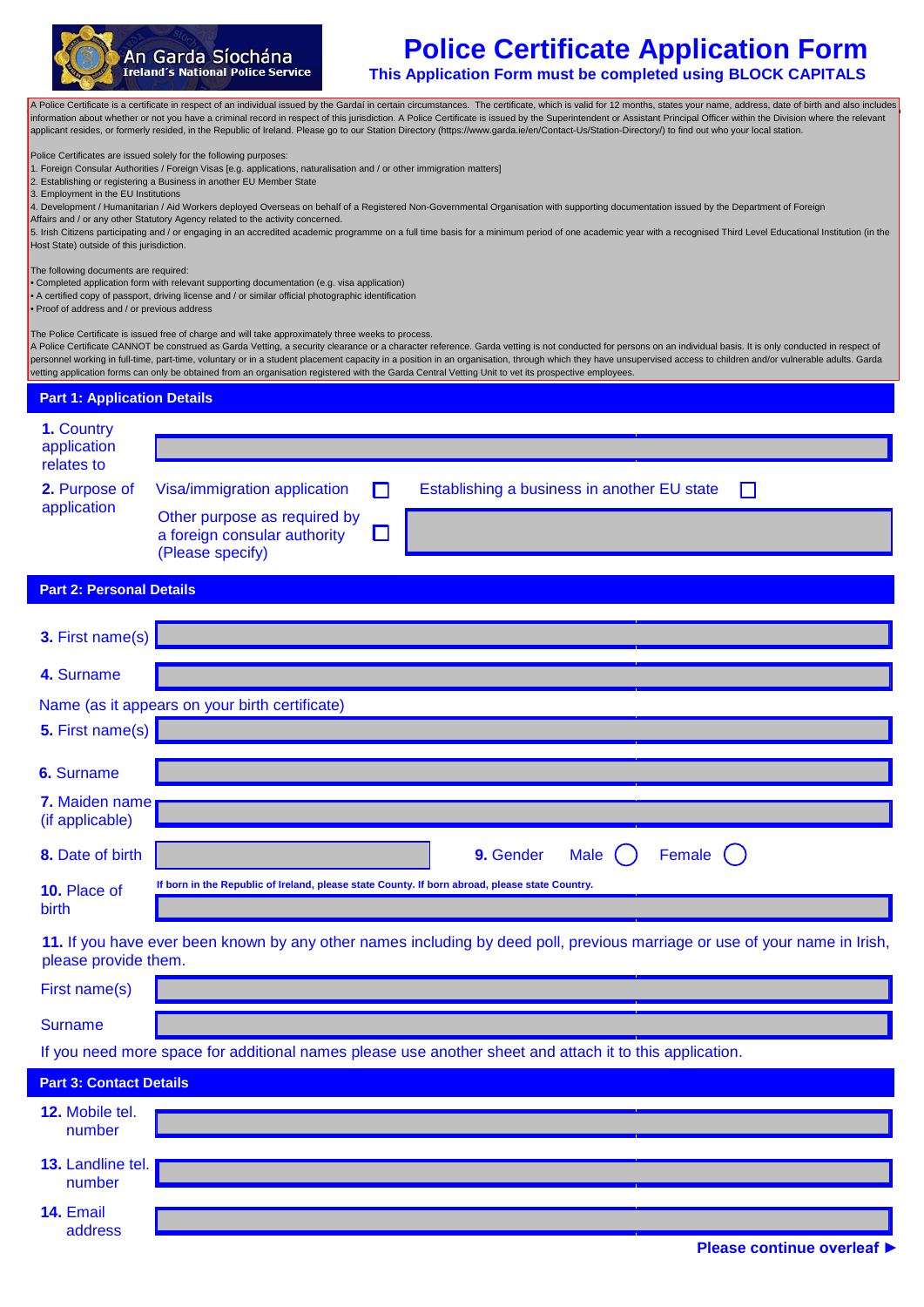An Garda Síochána
Ireland's National Police Service

# Police Certificate Application Form

**This Application Form must be completed using BLOCK CAPITALS**

A Police Certificate is a certificate in respect of an individual issued by the Gardaí in certain circumstances. The certificate, which is valid for 12 months, states your name, address, date of birth and also includes information about whether or not you have a criminal record in respect of this jurisdiction. A Police Certificate is issued by the Superintendent or Assistant Principal Officer within the Division where the relevant applicant resides, or formerly resided, in the Republic of Ireland. Please go to our Station Directory (https://www.garda.ie/en/Contact-Us/Station-Directory/) to find out who your local station.

Police Certificates are issued solely for the following purposes:
1. Foreign Consular Authorities / Foreign Visas [e.g. applications, naturalisation and / or other immigration matters]
2. Establishing or registering a Business in another EU Member State
3. Employment in the EU Institutions
4. Development / Humanitarian / Aid Workers deployed Overseas on behalf of a Registered Non-Governmental Organisation with supporting documentation issued by the Department of Foreign Affairs and / or any other Statutory Agency related to the activity concerned.
5. Irish Citizens participating and / or engaging in an accredited academic programme on a full time basis for a minimum period of one academic year with a recognised Third Level Educational Institution (in the Host State) outside of this jurisdiction.

The following documents are required:
- Completed application form with relevant supporting documentation (e.g. visa application)
- A certified copy of passport, driving license and / or similar official photographic identification
- Proof of address and / or previous address

The Police Certificate is issued free of charge and will take approximately three weeks to process.
A Police Certificate CANNOT be construed as Garda Vetting, a security clearance or a character reference. Garda vetting is not conducted for persons on an individual basis. It is only conducted in respect of personnel working in full-time, part-time, voluntary or in a student placement capacity in a position in an organisation, through which they have unsupervised access to children and/or vulnerable adults. Garda vetting application forms can only be obtained from an organisation registered with the Garda Central Vetting Unit to vet its prospective employees.

## Part 1: Application Details

**1.** Country application relates to: ______

**2.** Purpose of application:
- ☐ Visa/immigration application
- ☐ Establishing a business in another EU state
- ☐ Other purpose as required by a foreign consular authority (Please specify): ______

## Part 2: Personal Details

**3.** First name(s): ______

**4.** Surname: ______

Name (as it appears on your birth certificate)

**5.** First name(s): ______

**6.** Surname: ______

**7.** Maiden name (if applicable): ______

**8.** Date of birth: ______

**9.** Gender: Male ◯ Female ◯

**10.** Place of birth: ______
**If born in the Republic of Ireland, please state County. If born abroad, please state Country.**

**11.** If you have ever been known by any other names including by deed poll, previous marriage or use of your name in Irish, please provide them.

First name(s): ______

Surname: ______

If you need more space for additional names please use another sheet and attach it to this application.

## Part 3: Contact Details

**12.** Mobile tel. number: ______

**13.** Landline tel. number: ______

**14.** Email address: ______

**Please continue overleaf ►**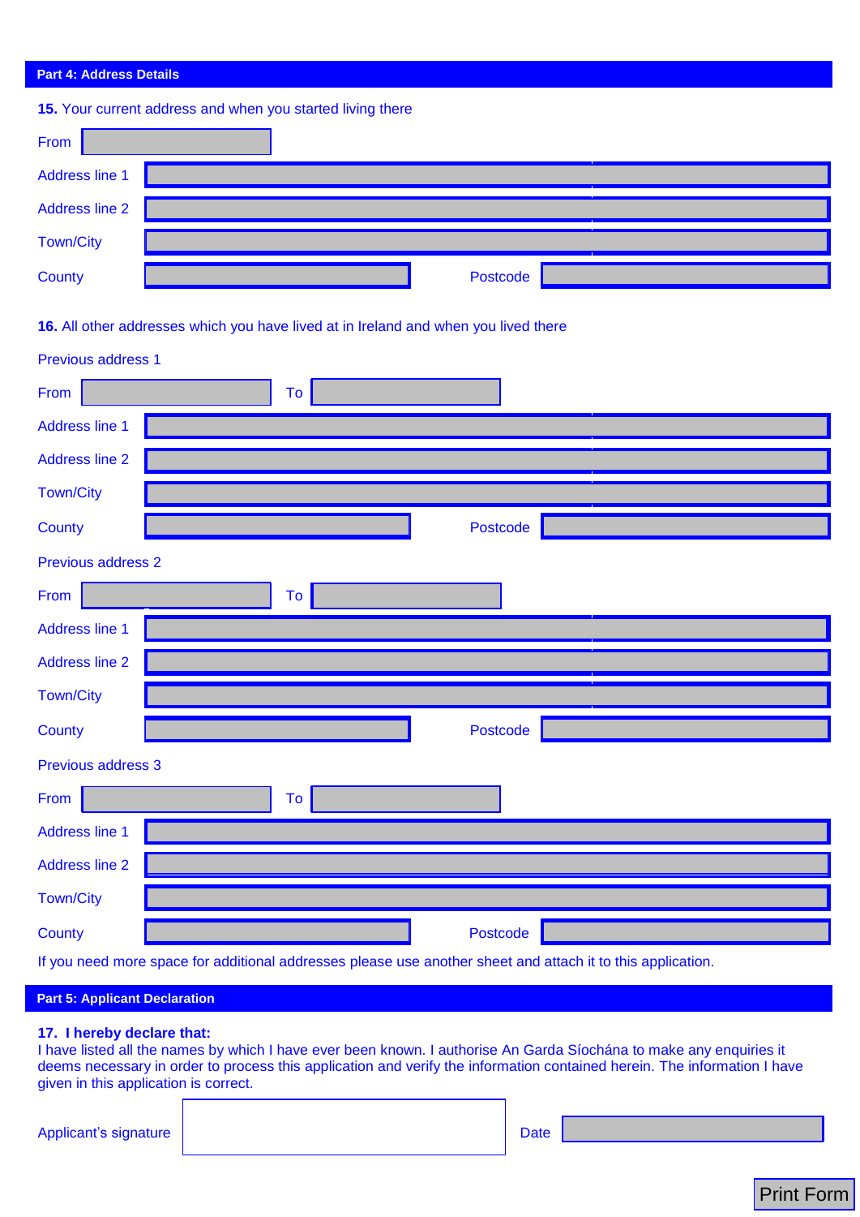## Part 4: Address Details

**15.** Your current address and when you started living there

From

Address line 1

Address line 2

Town/City

County Postcode

**16.** All other addresses which you have lived at in Ireland and when you lived there

Previous address 1

From To

Address line 1

Address line 2

Town/City

County Postcode

Previous address 2

From To

Address line 1

Address line 2

Town/City

County Postcode

Previous address 3

From To

Address line 1

Address line 2

Town/City

County Postcode

If you need more space for additional addresses please use another sheet and attach it to this application.

## Part 5: Applicant Declaration

**17. I hereby declare that:**

I have listed all the names by which I have ever been known. I authorise An Garda Síochána to make any enquiries it deems necessary in order to process this application and verify the information contained herein. The information I have given in this application is correct.

Applicant's signature Date

Print Form